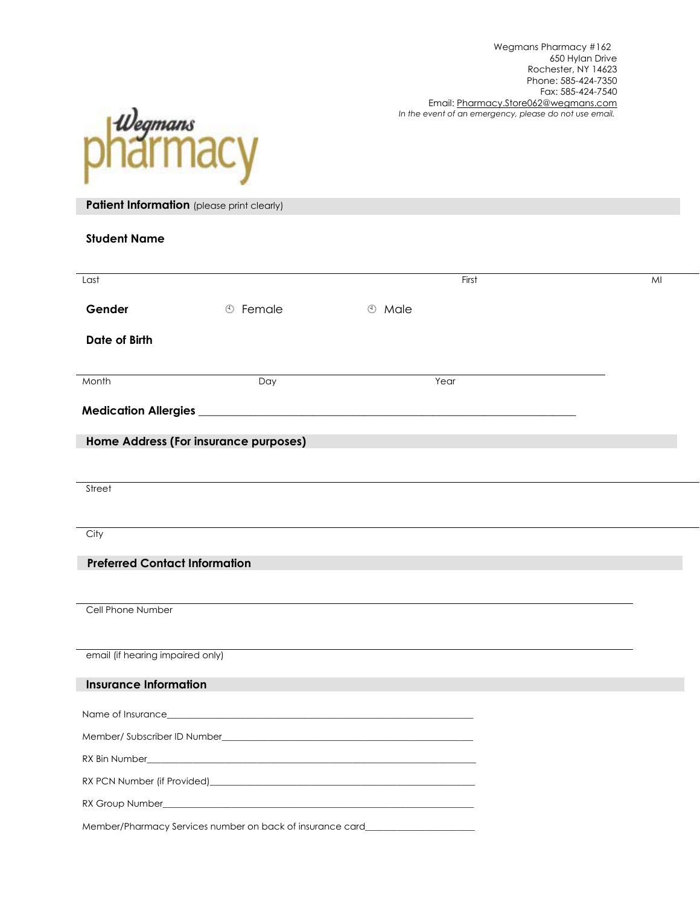Wegmans Pharmacy #162
650 Hylan Drive
Rochester, NY 14623
Phone: 585-424-7350
Fax: 585-424-7540
Email: Pharmacy.Store062@wegmans.com
*In the event of an emergency, please do not use email.*

Wegmans pharmacy

## Patient Information (please print clearly)

**Student Name**

_______________________________________________________________

Last First MI

**Gender** ○ Female ○ Male

**Date of Birth**

_______________________________________________________________

Month Day Year

**Medication Allergies** _______________________________________________

## Home Address (For insurance purposes)

_______________________________________________________________

Street

_______________________________________________________________

City

## Preferred Contact Information

_______________________________________________________________

Cell Phone Number

_______________________________________________________________

email (if hearing impaired only)

## Insurance Information

Name of Insurance_______________________________________________

Member/ Subscriber ID Number____________________________________

RX Bin Number__________________________________________________

RX PCN Number (if Provided)______________________________________

RX Group Number_______________________________________________

Member/Pharmacy Services number on back of insurance card________________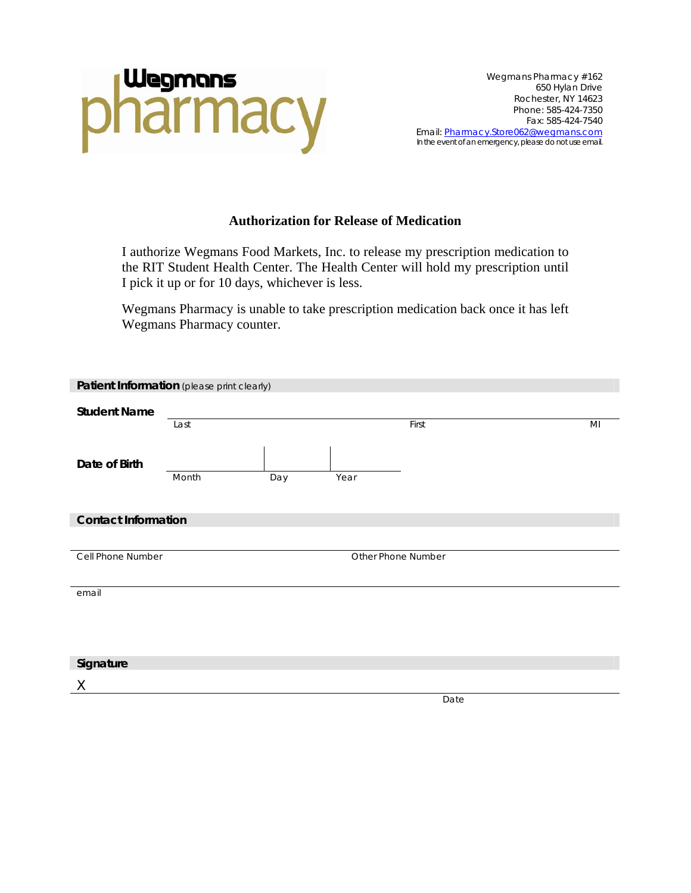**Wegmans pharmacy**

Wegmans Pharmacy #162
650 Hylan Drive
Rochester, NY 14623
Phone: 585-424-7350
Fax: 585-424-7540
Email: Pharmacy.Store062@wegmans.com
In the event of an emergency, please do not use email.

## Authorization for Release of Medication

I authorize Wegmans Food Markets, Inc. to release my prescription medication to the RIT Student Health Center. The Health Center will hold my prescription until I pick it up or for 10 days, whichever is less.

Wegmans Pharmacy is unable to take prescription medication back once it has left Wegmans Pharmacy counter.

### Patient Information (please print clearly)

**Student Name** \_\_\_\_\_\_\_\_\_\_\_\_\_\_\_\_\_\_\_\_\_\_\_\_\_\_\_\_\_\_\_\_\_\_\_\_\_\_\_\_
Last First MI

**Date of Birth** \_\_\_\_\_\_\_\_\_\_ | \_\_\_\_\_\_ | \_\_\_\_\_\_
Month Day Year

### Contact Information

\_\_\_\_\_\_\_\_\_\_\_\_\_\_\_\_\_\_\_\_\_\_\_\_\_\_\_\_\_\_\_\_\_\_\_\_\_\_\_\_
Cell Phone Number Other Phone Number

\_\_\_\_\_\_\_\_\_\_\_\_\_\_\_\_\_\_\_\_\_\_\_\_\_\_\_\_\_\_\_\_\_\_\_\_\_\_\_\_
email

### Signature

X \_\_\_\_\_\_\_\_\_\_\_\_\_\_\_\_\_\_\_\_\_\_\_\_\_\_\_\_\_\_\_\_\_\_\_\_\_\_\_\_
Date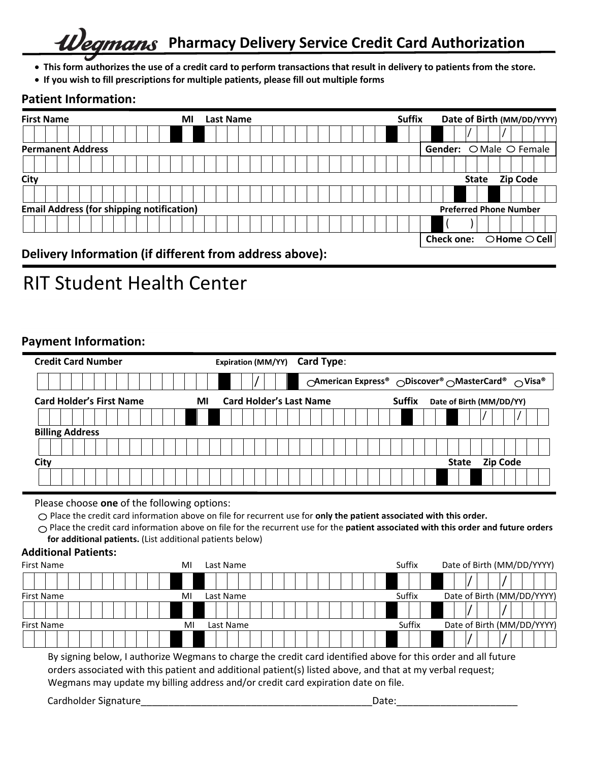# Wegmans Pharmacy Delivery Service Credit Card Authorization

- **This form authorizes the use of a credit card to perform transactions that result in delivery to patients from the store.**
- **If you wish to fill prescriptions for multiple patients, please fill out multiple forms**

## Patient Information:

| First Name | MI | Last Name | Suffix | Date of Birth (MM/DD/YYYY) |
|---|---|---|---|---|
| | | | | / / |

| Permanent Address | Gender: ○ Male ○ Female |
|---|---|
| | |

| City | State | Zip Code |
|---|---|---|
| | | |

| Email Address (for shipping notification) | Preferred Phone Number |
|---|---|
| | ( ) |
| | Check one: ○ Home ○ Cell |

## Delivery Information (if different from address above):

RIT Student Health Center

## Payment Information:

| Credit Card Number | Expiration (MM/YY) | Card Type: |
|---|---|---|
| | / | ○ American Express® ○ Discover® ○ MasterCard® ○ Visa® |

| Card Holder's First Name | MI | Card Holder's Last Name | Suffix | Date of Birth (MM/DD/YY) |
|---|---|---|---|---|
| | | | | / / |

| Billing Address |
|---|
| |

| City | State | Zip Code |
|---|---|---|
| | | |

Please choose **one** of the following options:

○ Place the credit card information above on file for recurrent use for **only the patient associated with this order.**

○ Place the credit card information above on file for the recurrent use for the **patient associated with this order and future orders for additional patients.** (List additional patients below)

### Additional Patients:

| First Name | MI | Last Name | Suffix | Date of Birth (MM/DD/YYYY) |
|---|---|---|---|---|
| | | | | / / |
| | | | | / / |
| | | | | / / |

By signing below, I authorize Wegmans to charge the credit card identified above for this order and all future orders associated with this patient and additional patient(s) listed above, and that at my verbal request; Wegmans may update my billing address and/or credit card expiration date on file.

Cardholder Signature_____________________________________________Date:_______________________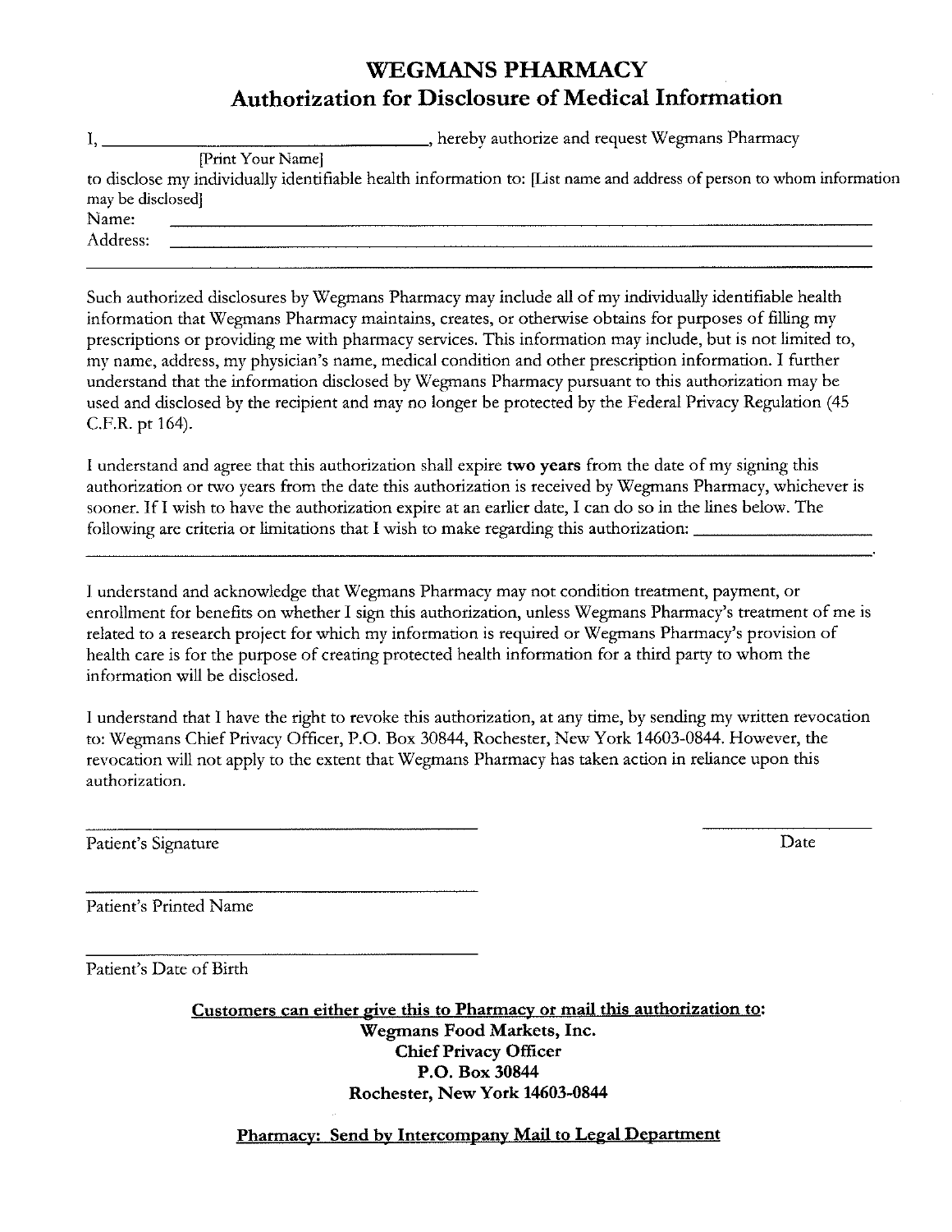# WEGMANS PHARMACY
## Authorization for Disclosure of Medical Information

I, ______________________________, hereby authorize and request Wegmans Pharmacy
[Print Your Name]

to disclose my individually identifiable health information to: [List name and address of person to whom information may be disclosed]

Name: ______________________________________________

Address: ______________________________________________

______________________________________________

Such authorized disclosures by Wegmans Pharmacy may include all of my individually identifiable health information that Wegmans Pharmacy maintains, creates, or otherwise obtains for purposes of filling my prescriptions or providing me with pharmacy services. This information may include, but is not limited to, my name, address, my physician's name, medical condition and other prescription information. I further understand that the information disclosed by Wegmans Pharmacy pursuant to this authorization may be used and disclosed by the recipient and may no longer be protected by the Federal Privacy Regulation (45 C.F.R. pt 164).

I understand and agree that this authorization shall expire **two years** from the date of my signing this authorization or two years from the date this authorization is received by Wegmans Pharmacy, whichever is sooner. If I wish to have the authorization expire at an earlier date, I can do so in the lines below. The following are criteria or limitations that I wish to make regarding this authorization: ____________________

______________________________________________.

I understand and acknowledge that Wegmans Pharmacy may not condition treatment, payment, or enrollment for benefits on whether I sign this authorization, unless Wegmans Pharmacy's treatment of me is related to a research project for which my information is required or Wegmans Pharmacy's provision of health care is for the purpose of creating protected health information for a third party to whom the information will be disclosed.

I understand that I have the right to revoke this authorization, at any time, by sending my written revocation to: Wegmans Chief Privacy Officer, P.O. Box 30844, Rochester, New York 14603-0844. However, the revocation will not apply to the extent that Wegmans Pharmacy has taken action in reliance upon this authorization.

______________________________ ______________

Patient's Signature Date

______________________________

Patient's Printed Name

______________________________

Patient's Date of Birth

**Customers can either give this to Pharmacy or mail this authorization to:**

**Wegmans Food Markets, Inc.**
**Chief Privacy Officer**
**P.O. Box 30844**
**Rochester, New York 14603-0844**

**Pharmacy: Send by Intercompany Mail to Legal Department**